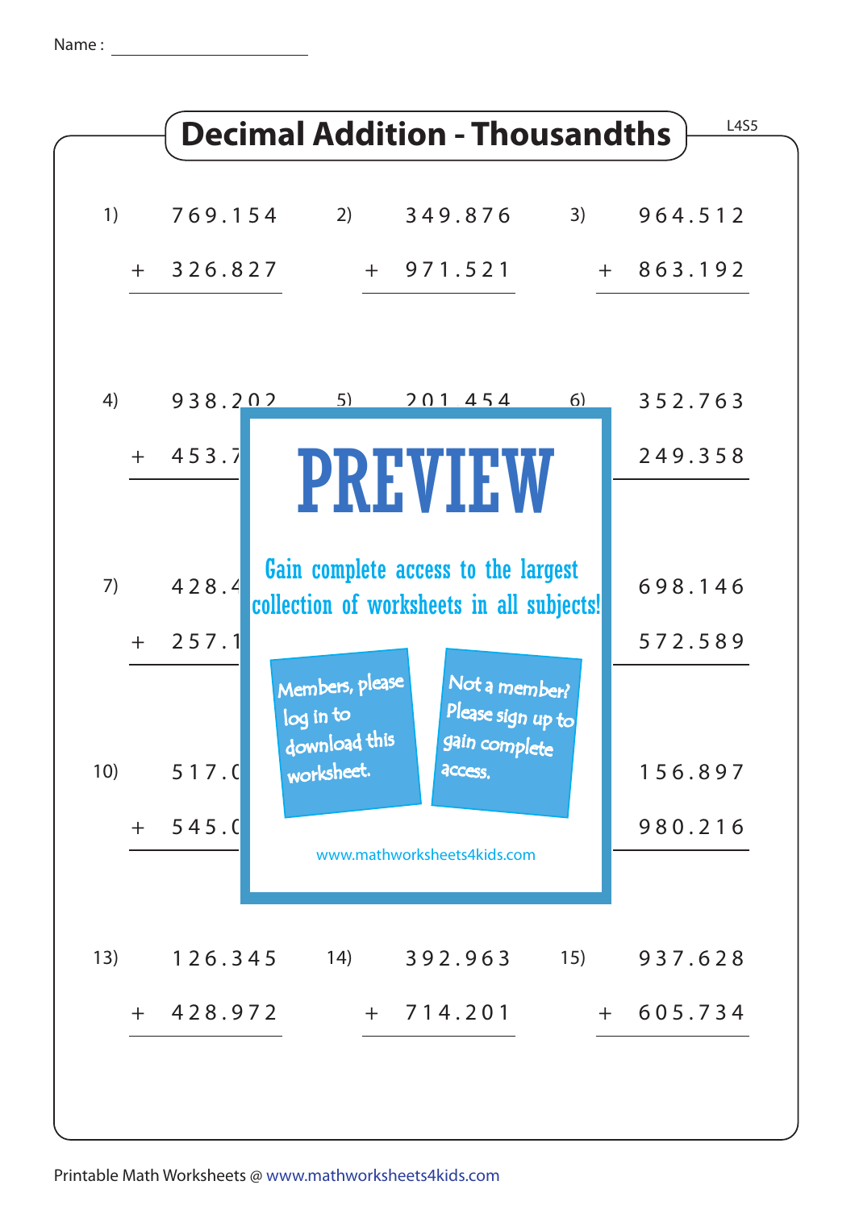Name : ____________________

# Decimal Addition - Thousandths

L4S5

1) 769.154 + 326.827

2) 349.876 + 971.521

3) 964.512 + 863.192

4) 938.202 + 453.7

5) 201.454

6) 352.763 + 249.358

7) 428.4 + 257.1

9) 698.146 + 572.589

10) 517.0 + 545.0

12) 156.897 + 980.216

PREVIEW

Gain complete access to the largest collection of worksheets in all subjects!

Members, please log in to download this worksheet.

Not a member? Please sign up to gain complete access.

www.mathworksheets4kids.com

13) 126.345 + 428.972

14) 392.963 + 714.201

15) 937.628 + 605.734

Printable Math Worksheets @ www.mathworksheets4kids.com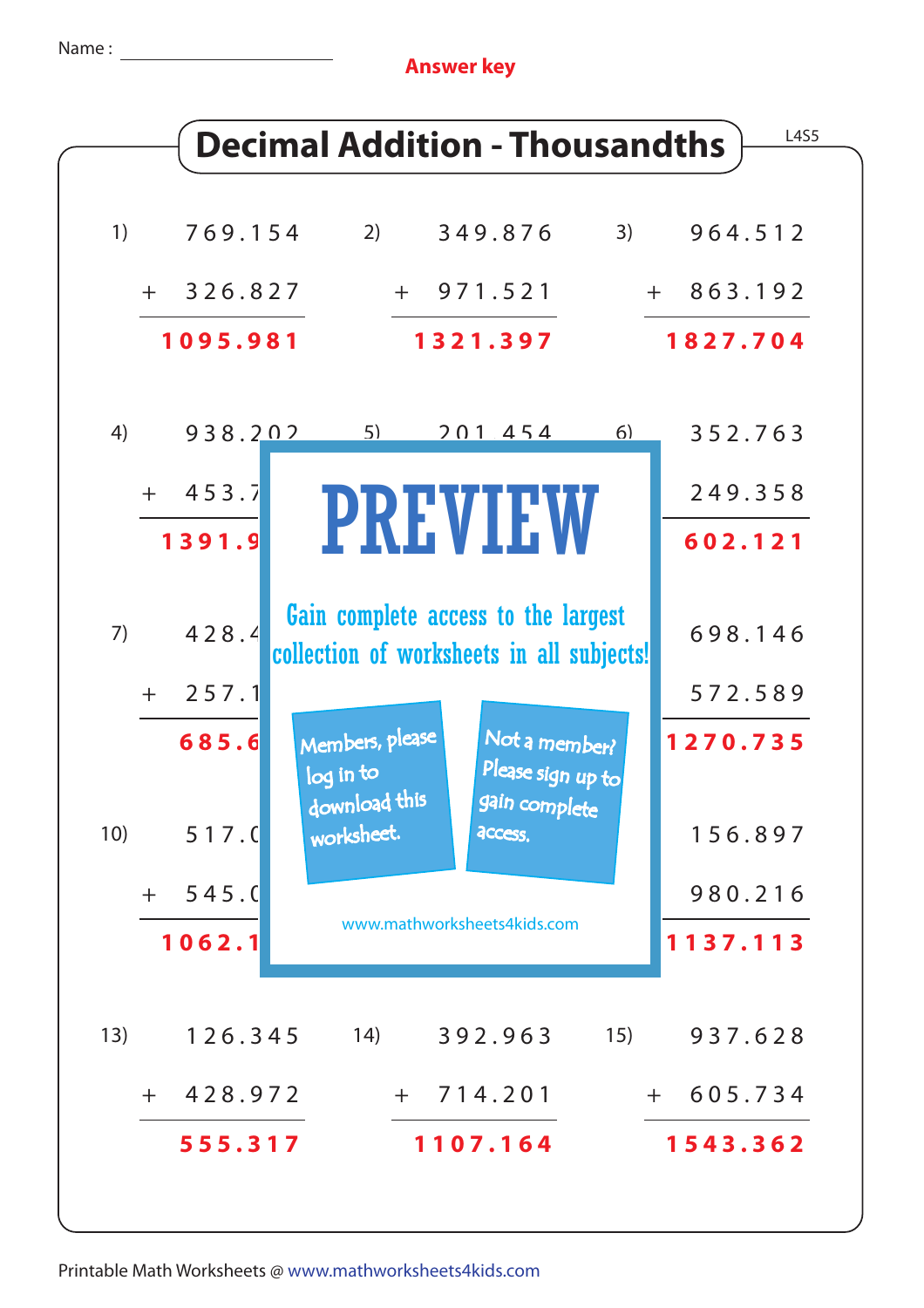Name :

**Answer key**

# Decimal Addition - Thousandths

L4S5

| | | |
|---|---|---|
| 1) $769.154 + 326.827$ = **1095.981** | 2) $349.876 + 971.521$ = **1321.397** | 3) $964.512 + 863.192$ = **1827.704** |
| 4) $938.202 + 453.7$ = **1391.9** | 5) $201.454$ | 6) $352.763 + 249.358$ = **602.121** |
| 7) $428.4 + 257.1$ = **685.6** | | $698.146 + 572.589$ = **1270.735** |
| 10) $517.0 + 545.0$ = **1062.1** | | $156.897 + 980.216$ = **1137.113** |
| 13) $126.345 + 428.972$ = **555.317** | 14) $392.963 + 714.201$ = **1107.164** | 15) $937.628 + 605.734$ = **1543.362** |

PREVIEW

Gain complete access to the largest collection of worksheets in all subjects!

Members, please log in to download this worksheet.

Not a member? Please sign up to gain complete access.

www.mathworksheets4kids.com

Printable Math Worksheets @ www.mathworksheets4kids.com